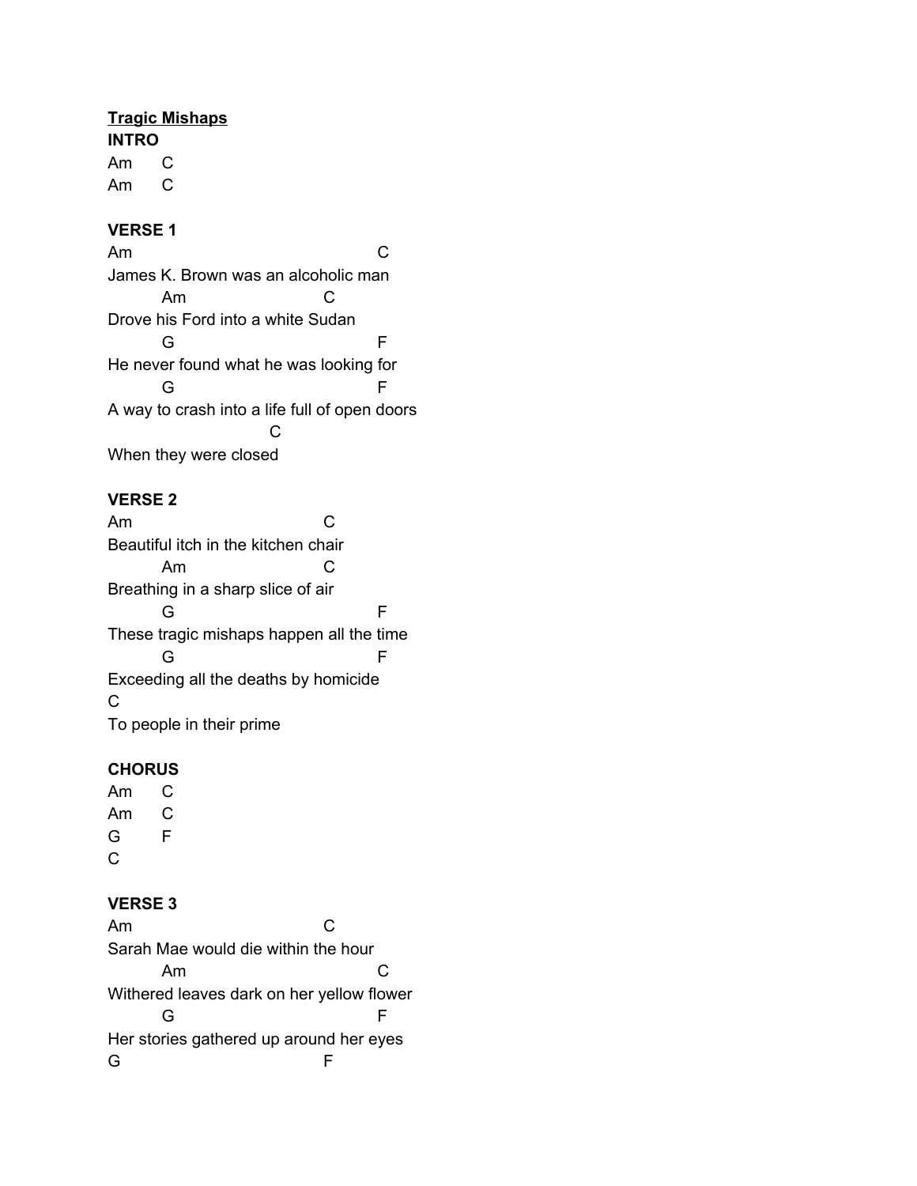**Tragic Mishaps**

**INTRO**

```
Am      C
Am      C
```

**VERSE 1**

```
Am                                          C
James K. Brown was an alcoholic man
         Am                         C
Drove his Ford into a white Sudan
         G                                  F
He never found what he was looking for
         G                                  F
A way to crash into a life full of open doors
                              C
When they were closed
```

**VERSE 2**

```
Am                               C
Beautiful itch in the kitchen chair
         Am                      C
Breathing in a sharp slice of air
         G                                  F
These tragic mishaps happen all the time
         G                                  F
Exceeding all the deaths by homicide
C
To people in their prime
```

**CHORUS**

```
Am      C
Am      C
G       F
C
```

**VERSE 3**

```
Am                               C
Sarah Mae would die within the hour
         Am                                 C
Withered leaves dark on her yellow flower
         G                                  F
Her stories gathered up around her eyes
G                                F
```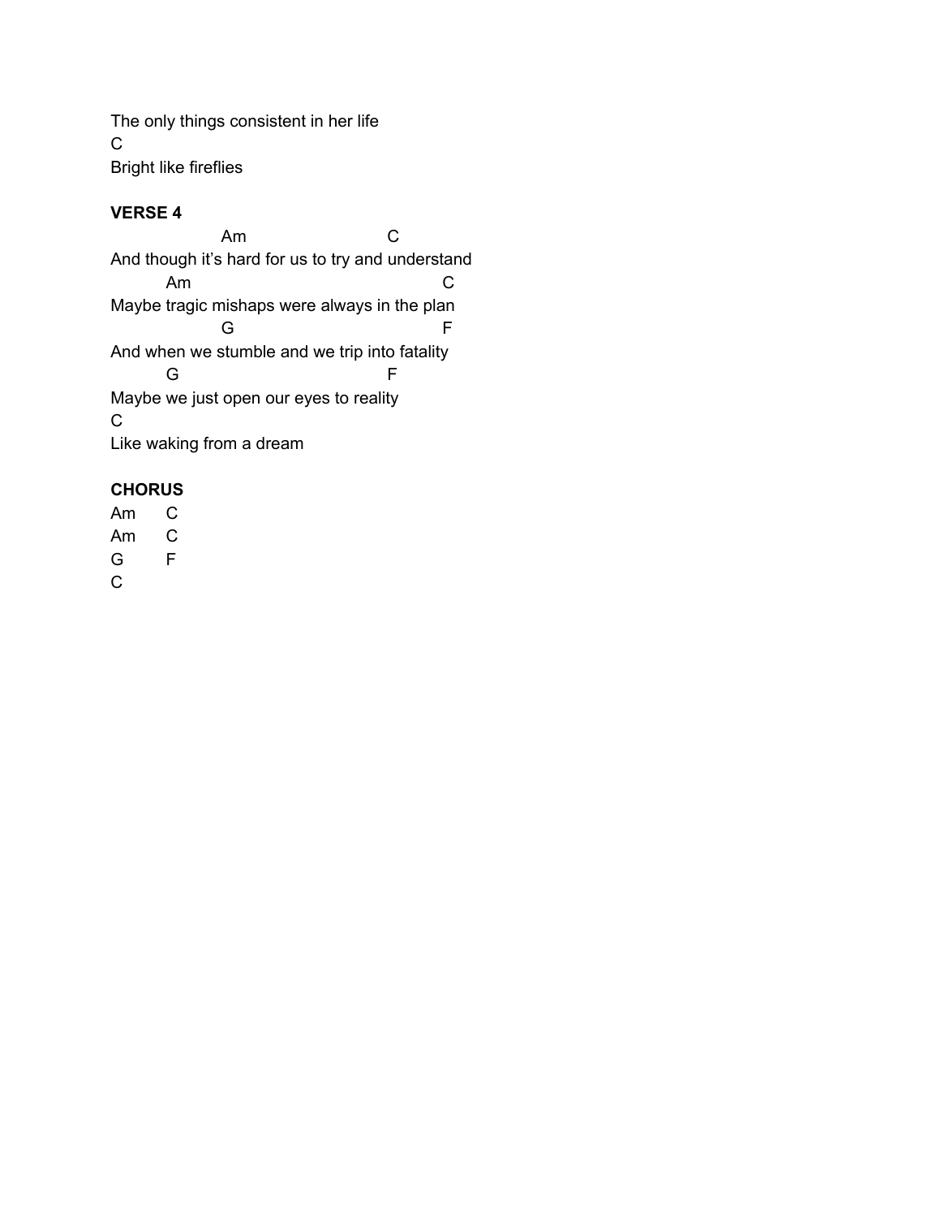```
The only things consistent in her life
C
Bright like fireflies
```

**VERSE 4**

```
                  Am                         C
And though it's hard for us to try and understand
         Am                                   C
Maybe tragic mishaps were always in the plan
                  G                            F
And when we stumble and we trip into fatality
         G                                F
Maybe we just open our eyes to reality
C
Like waking from a dream
```

**CHORUS**

```
Am    C
Am    C
G     F
C
```